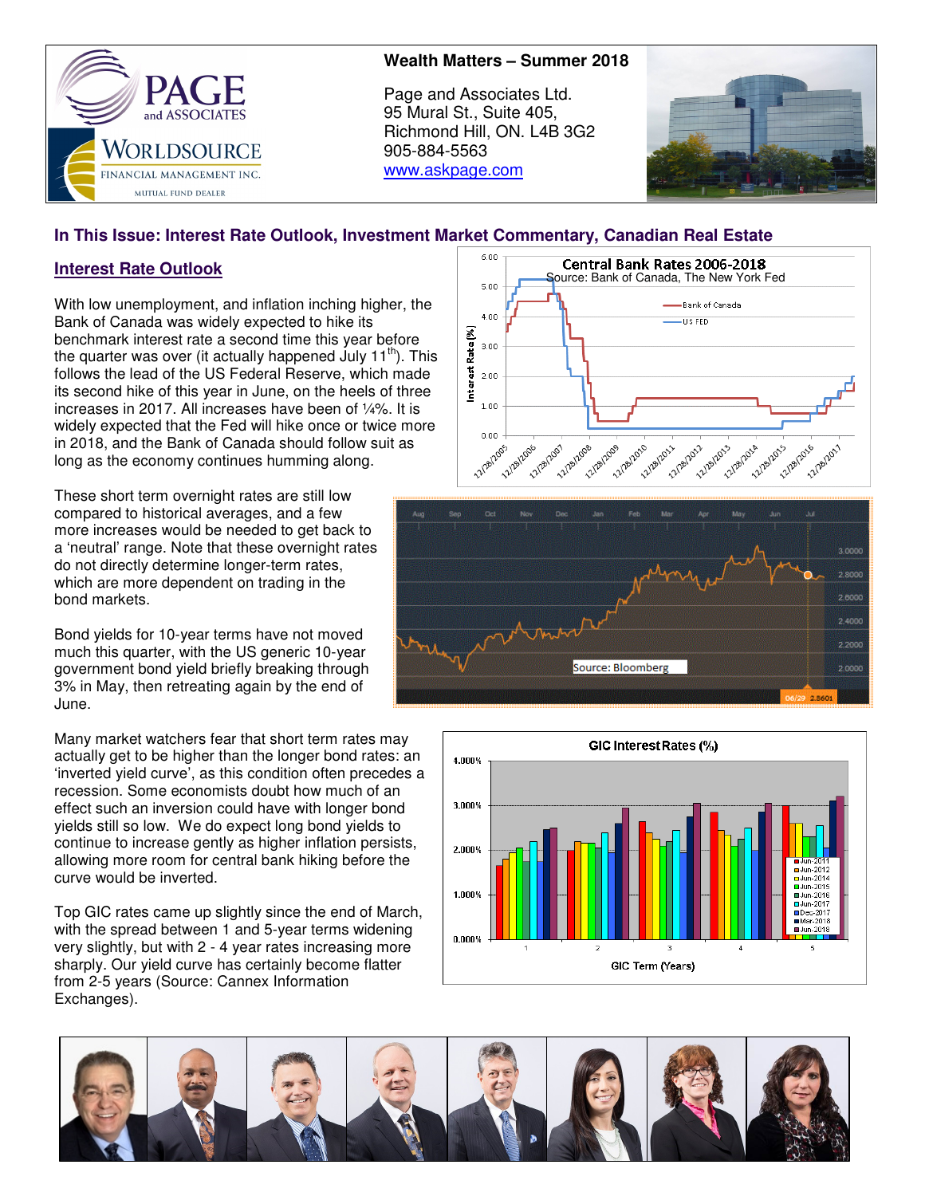**Wealth Matters – Summer 2018**

Page and Associates Ltd.
95 Mural St., Suite 405,
Richmond Hill, ON. L4B 3G2
905-884-5563
www.askpage.com

## In This Issue: Interest Rate Outlook, Investment Market Commentary, Canadian Real Estate

### Interest Rate Outlook

With low unemployment, and inflation inching higher, the Bank of Canada was widely expected to hike its benchmark interest rate a second time this year before the quarter was over (it actually happened July 11th). This follows the lead of the US Federal Reserve, which made its second hike of this year in June, on the heels of three increases in 2017. All increases have been of ¼%. It is widely expected that the Fed will hike once or twice more in 2018, and the Bank of Canada should follow suit as long as the economy continues humming along.

These short term overnight rates are still low compared to historical averages, and a few more increases would be needed to get back to a 'neutral' range. Note that these overnight rates do not directly determine longer-term rates, which are more dependent on trading in the bond markets.

Bond yields for 10-year terms have not moved much this quarter, with the US generic 10-year government bond yield briefly breaking through 3% in May, then retreating again by the end of June.

Many market watchers fear that short term rates may actually get to be higher than the longer bond rates: an 'inverted yield curve', as this condition often precedes a recession. Some economists doubt how much of an effect such an inversion could have with longer bond yields still so low. We do expect long bond yields to continue to increase gently as higher inflation persists, allowing more room for central bank hiking before the curve would be inverted.

Top GIC rates came up slightly since the end of March, with the spread between 1 and 5-year terms widening very slightly, but with 2 - 4 year rates increasing more sharply. Our yield curve has certainly become flatter from 2-5 years (Source: Cannex Information Exchanges).

**Central Bank Rates 2006-2018**
Source: Bank of Canada, The New York Fed

**Source: Bloomberg** — 06/29 2.8601

**GIC Interest Rates (%)** — GIC Term (Years); series: Jun-2011, Jun-2012, Jun-2014, Jun-2015, Jun-2016, Jun-2017, Dec-2017, Mar-2018, Jun-2018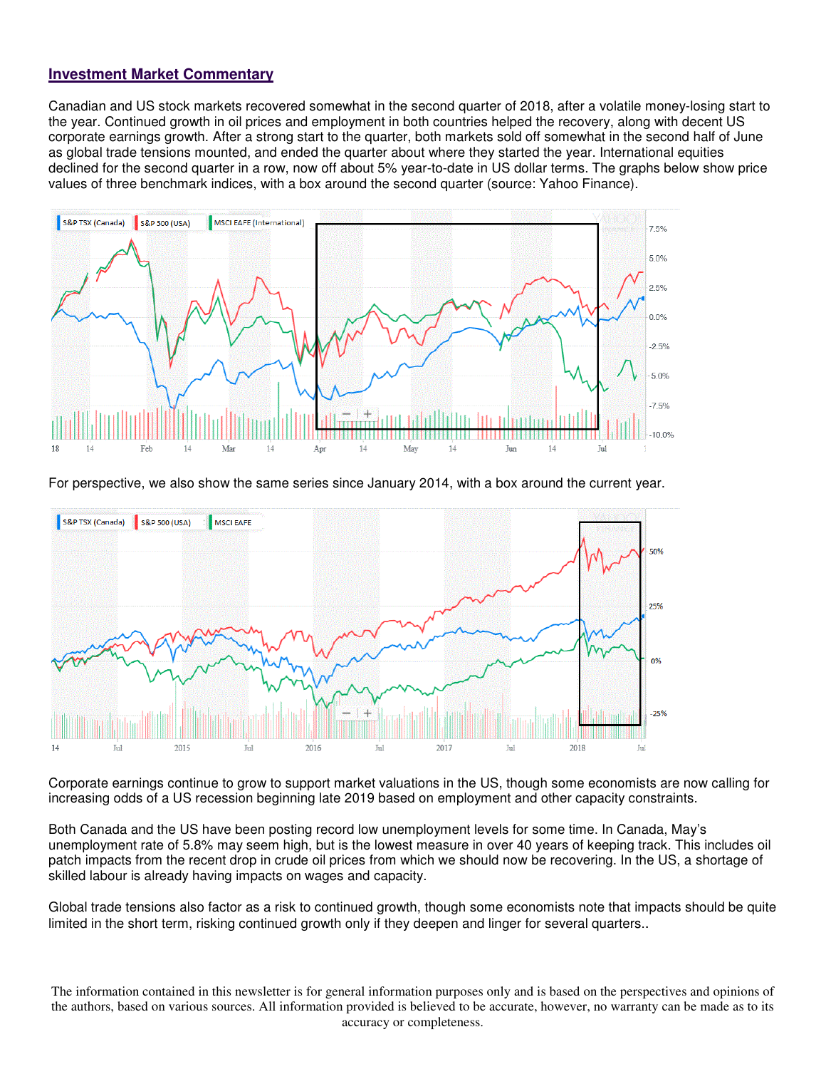## Investment Market Commentary

Canadian and US stock markets recovered somewhat in the second quarter of 2018, after a volatile money-losing start to the year. Continued growth in oil prices and employment in both countries helped the recovery, along with decent US corporate earnings growth. After a strong start to the quarter, both markets sold off somewhat in the second half of June as global trade tensions mounted, and ended the quarter about where they started the year. International equities declined for the second quarter in a row, now off about 5% year-to-date in US dollar terms. The graphs below show price values of three benchmark indices, with a box around the second quarter (source: Yahoo Finance).

For perspective, we also show the same series since January 2014, with a box around the current year.

Corporate earnings continue to grow to support market valuations in the US, though some economists are now calling for increasing odds of a US recession beginning late 2019 based on employment and other capacity constraints.

Both Canada and the US have been posting record low unemployment levels for some time. In Canada, May's unemployment rate of 5.8% may seem high, but is the lowest measure in over 40 years of keeping track. This includes oil patch impacts from the recent drop in crude oil prices from which we should now be recovering. In the US, a shortage of skilled labour is already having impacts on wages and capacity.

Global trade tensions also factor as a risk to continued growth, though some economists note that impacts should be quite limited in the short term, risking continued growth only if they deepen and linger for several quarters..

The information contained in this newsletter is for general information purposes only and is based on the perspectives and opinions of the authors, based on various sources. All information provided is believed to be accurate, however, no warranty can be made as to its accuracy or completeness.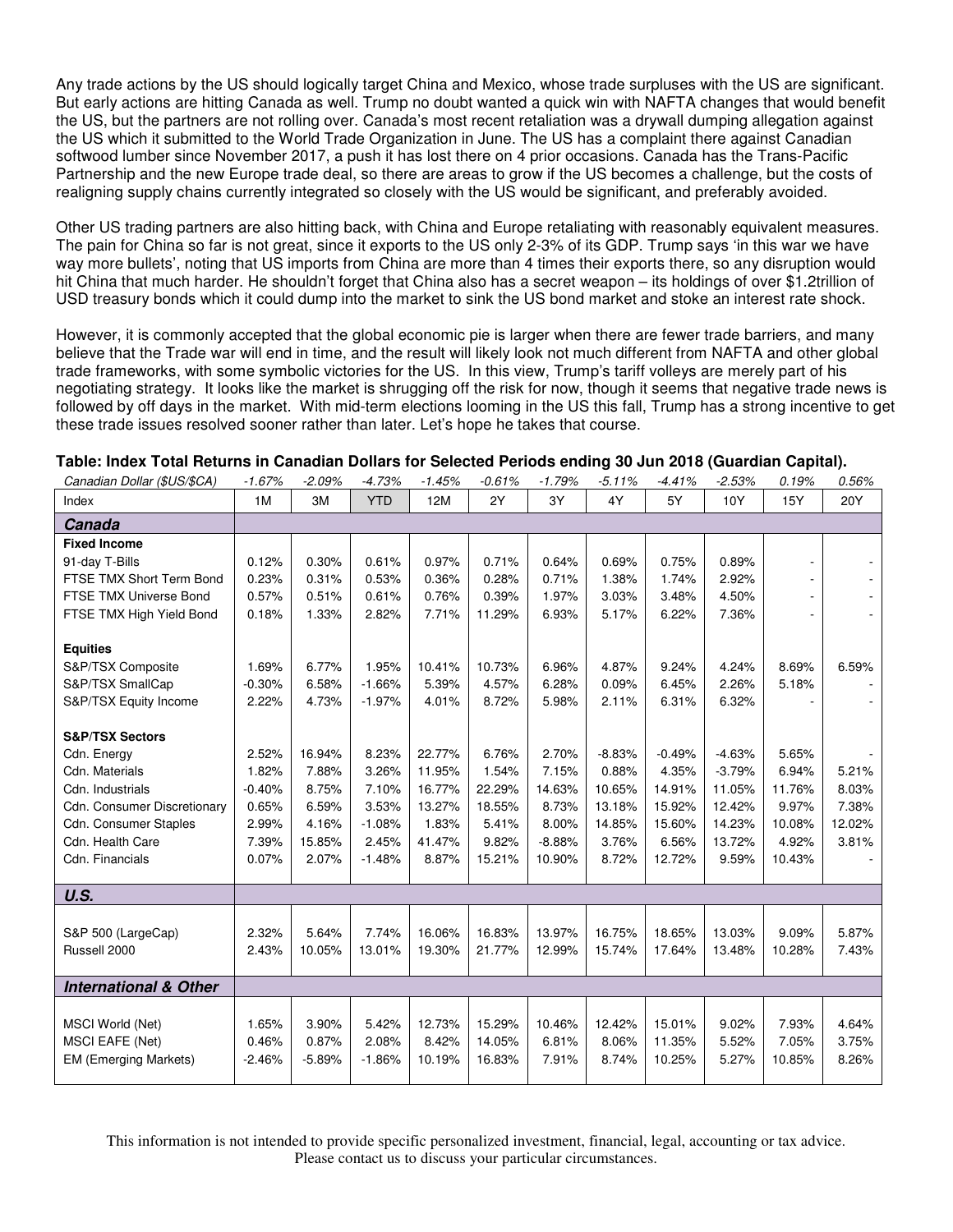Any trade actions by the US should logically target China and Mexico, whose trade surpluses with the US are significant. But early actions are hitting Canada as well. Trump no doubt wanted a quick win with NAFTA changes that would benefit the US, but the partners are not rolling over. Canada's most recent retaliation was a drywall dumping allegation against the US which it submitted to the World Trade Organization in June. The US has a complaint there against Canadian softwood lumber since November 2017, a push it has lost there on 4 prior occasions. Canada has the Trans-Pacific Partnership and the new Europe trade deal, so there are areas to grow if the US becomes a challenge, but the costs of realigning supply chains currently integrated so closely with the US would be significant, and preferably avoided.

Other US trading partners are also hitting back, with China and Europe retaliating with reasonably equivalent measures. The pain for China so far is not great, since it exports to the US only 2-3% of its GDP. Trump says 'in this war we have way more bullets', noting that US imports from China are more than 4 times their exports there, so any disruption would hit China that much harder. He shouldn't forget that China also has a secret weapon – its holdings of over $1.2trillion of USD treasury bonds which it could dump into the market to sink the US bond market and stoke an interest rate shock.

However, it is commonly accepted that the global economic pie is larger when there are fewer trade barriers, and many believe that the Trade war will end in time, and the result will likely look not much different from NAFTA and other global trade frameworks, with some symbolic victories for the US. In this view, Trump's tariff volleys are merely part of his negotiating strategy. It looks like the market is shrugging off the risk for now, though it seems that negative trade news is followed by off days in the market. With mid-term elections looming in the US this fall, Trump has a strong incentive to get these trade issues resolved sooner rather than later. Let's hope he takes that course.

**Table: Index Total Returns in Canadian Dollars for Selected Periods ending 30 Jun 2018 (Guardian Capital).**

| *Canadian Dollar ($US/$CA)* | *-1.67%* | *-2.09%* | *-4.73%* | *-1.45%* | *-0.61%* | *-1.79%* | *-5.11%* | *-4.41%* | *-2.53%* | *0.19%* | *0.56%* |
|---|---|---|---|---|---|---|---|---|---|---|---|
| Index | 1M | 3M | YTD | 12M | 2Y | 3Y | 4Y | 5Y | 10Y | 15Y | 20Y |
| ***Canada*** | | | | | | | | | | | |
| **Fixed Income** | | | | | | | | | | | |
| 91-day T-Bills | 0.12% | 0.30% | 0.61% | 0.97% | 0.71% | 0.64% | 0.69% | 0.75% | 0.89% | - | - |
| FTSE TMX Short Term Bond | 0.23% | 0.31% | 0.53% | 0.36% | 0.28% | 0.71% | 1.38% | 1.74% | 2.92% | - | - |
| FTSE TMX Universe Bond | 0.57% | 0.51% | 0.61% | 0.76% | 0.39% | 1.97% | 3.03% | 3.48% | 4.50% | - | - |
| FTSE TMX High Yield Bond | 0.18% | 1.33% | 2.82% | 7.71% | 11.29% | 6.93% | 5.17% | 6.22% | 7.36% | - | - |
| **Equities** | | | | | | | | | | | |
| S&P/TSX Composite | 1.69% | 6.77% | 1.95% | 10.41% | 10.73% | 6.96% | 4.87% | 9.24% | 4.24% | 8.69% | 6.59% |
| S&P/TSX SmallCap | -0.30% | 6.58% | -1.66% | 5.39% | 4.57% | 6.28% | 0.09% | 6.45% | 2.26% | 5.18% | - |
| S&P/TSX Equity Income | 2.22% | 4.73% | -1.97% | 4.01% | 8.72% | 5.98% | 2.11% | 6.31% | 6.32% | - | - |
| **S&P/TSX Sectors** | | | | | | | | | | | |
| Cdn. Energy | 2.52% | 16.94% | 8.23% | 22.77% | 6.76% | 2.70% | -8.83% | -0.49% | -4.63% | 5.65% | - |
| Cdn. Materials | 1.82% | 7.88% | 3.26% | 11.95% | 1.54% | 7.15% | 0.88% | 4.35% | -3.79% | 6.94% | 5.21% |
| Cdn. Industrials | -0.40% | 8.75% | 7.10% | 16.77% | 22.29% | 14.63% | 10.65% | 14.91% | 11.05% | 11.76% | 8.03% |
| Cdn. Consumer Discretionary | 0.65% | 6.59% | 3.53% | 13.27% | 18.55% | 8.73% | 13.18% | 15.92% | 12.42% | 9.97% | 7.38% |
| Cdn. Consumer Staples | 2.99% | 4.16% | -1.08% | 1.83% | 5.41% | 8.00% | 14.85% | 15.60% | 14.23% | 10.08% | 12.02% |
| Cdn. Health Care | 7.39% | 15.85% | 2.45% | 41.47% | 9.82% | -8.88% | 3.76% | 6.56% | 13.72% | 4.92% | 3.81% |
| Cdn. Financials | 0.07% | 2.07% | -1.48% | 8.87% | 15.21% | 10.90% | 8.72% | 12.72% | 9.59% | 10.43% | - |
| ***U.S.*** | | | | | | | | | | | |
| S&P 500 (LargeCap) | 2.32% | 5.64% | 7.74% | 16.06% | 16.83% | 13.97% | 16.75% | 18.65% | 13.03% | 9.09% | 5.87% |
| Russell 2000 | 2.43% | 10.05% | 13.01% | 19.30% | 21.77% | 12.99% | 15.74% | 17.64% | 13.48% | 10.28% | 7.43% |
| ***International & Other*** | | | | | | | | | | | |
| MSCI World (Net) | 1.65% | 3.90% | 5.42% | 12.73% | 15.29% | 10.46% | 12.42% | 15.01% | 9.02% | 7.93% | 4.64% |
| MSCI EAFE (Net) | 0.46% | 0.87% | 2.08% | 8.42% | 14.05% | 6.81% | 8.06% | 11.35% | 5.52% | 7.05% | 3.75% |
| EM (Emerging Markets) | -2.46% | -5.89% | -1.86% | 10.19% | 16.83% | 7.91% | 8.74% | 10.25% | 5.27% | 10.85% | 8.26% |

This information is not intended to provide specific personalized investment, financial, legal, accounting or tax advice. Please contact us to discuss your particular circumstances.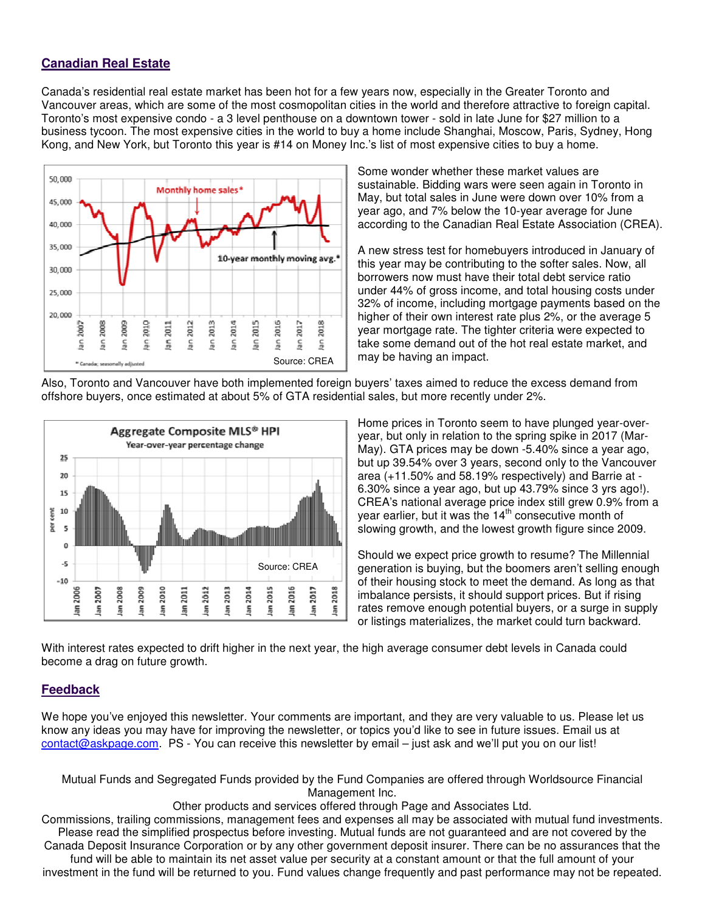## Canadian Real Estate

Canada's residential real estate market has been hot for a few years now, especially in the Greater Toronto and Vancouver areas, which are some of the most cosmopolitan cities in the world and therefore attractive to foreign capital. Toronto's most expensive condo - a 3 level penthouse on a downtown tower - sold in late June for $27 million to a business tycoon. The most expensive cities in the world to buy a home include Shanghai, Moscow, Paris, Sydney, Hong Kong, and New York, but Toronto this year is #14 on Money Inc.'s list of most expensive cities to buy a home.

Monthly home sales*

10-year monthly moving avg.*

50,000
45,000
40,000
35,000
30,000
25,000
20,000

Jan 2007 Jan 2008 Jan 2009 Jan 2010 Jan 2011 Jan 2012 Jan 2013 Jan 2014 Jan 2015 Jan 2016 Jan 2017 Jan 2018

* Canada; seasonally adjusted

Source: CREA

Some wonder whether these market values are sustainable. Bidding wars were seen again in Toronto in May, but total sales in June were down over 10% from a year ago, and 7% below the 10-year average for June according to the Canadian Real Estate Association (CREA).

A new stress test for homebuyers introduced in January of this year may be contributing to the softer sales. Now, all borrowers now must have their total debt service ratio under 44% of gross income, and total housing costs under 32% of income, including mortgage payments based on the higher of their own interest rate plus 2%, or the average 5 year mortgage rate. The tighter criteria were expected to take some demand out of the hot real estate market, and may be having an impact.

Also, Toronto and Vancouver have both implemented foreign buyers' taxes aimed to reduce the excess demand from offshore buyers, once estimated at about 5% of GTA residential sales, but more recently under 2%.

Aggregate Composite MLS® HPI

Year-over-year percentage change

per cent

25
20
15
10
5
0
-5
-10

Jan 2006 Jan 2007 Jan 2008 Jan 2009 Jan 2010 Jan 2011 Jan 2012 Jan 2013 Jan 2014 Jan 2015 Jan 2016 Jan 2017 Jan 2018

Source: CREA

Home prices in Toronto seem to have plunged year-over-year, but only in relation to the spring spike in 2017 (Mar-May). GTA prices may be down -5.40% since a year ago, but up 39.54% over 3 years, second only to the Vancouver area (+11.50% and 58.19% respectively) and Barrie at -6.30% since a year ago, but up 43.79% since 3 yrs ago!). CREA's national average price index still grew 0.9% from a year earlier, but it was the 14th consecutive month of slowing growth, and the lowest growth figure since 2009.

Should we expect price growth to resume? The Millennial generation is buying, but the boomers aren't selling enough of their housing stock to meet the demand. As long as that imbalance persists, it should support prices. But if rising rates remove enough potential buyers, or a surge in supply or listings materializes, the market could turn backward.

With interest rates expected to drift higher in the next year, the high average consumer debt levels in Canada could become a drag on future growth.

## Feedback

We hope you've enjoyed this newsletter. Your comments are important, and they are very valuable to us. Please let us know any ideas you may have for improving the newsletter, or topics you'd like to see in future issues. Email us at contact@askpage.com. PS - You can receive this newsletter by email – just ask and we'll put you on our list!

Mutual Funds and Segregated Funds provided by the Fund Companies are offered through Worldsource Financial Management Inc.
Other products and services offered through Page and Associates Ltd.
Commissions, trailing commissions, management fees and expenses all may be associated with mutual fund investments. Please read the simplified prospectus before investing. Mutual funds are not guaranteed and are not covered by the Canada Deposit Insurance Corporation or by any other government deposit insurer. There can be no assurances that the fund will be able to maintain its net asset value per security at a constant amount or that the full amount of your investment in the fund will be returned to you. Fund values change frequently and past performance may not be repeated.